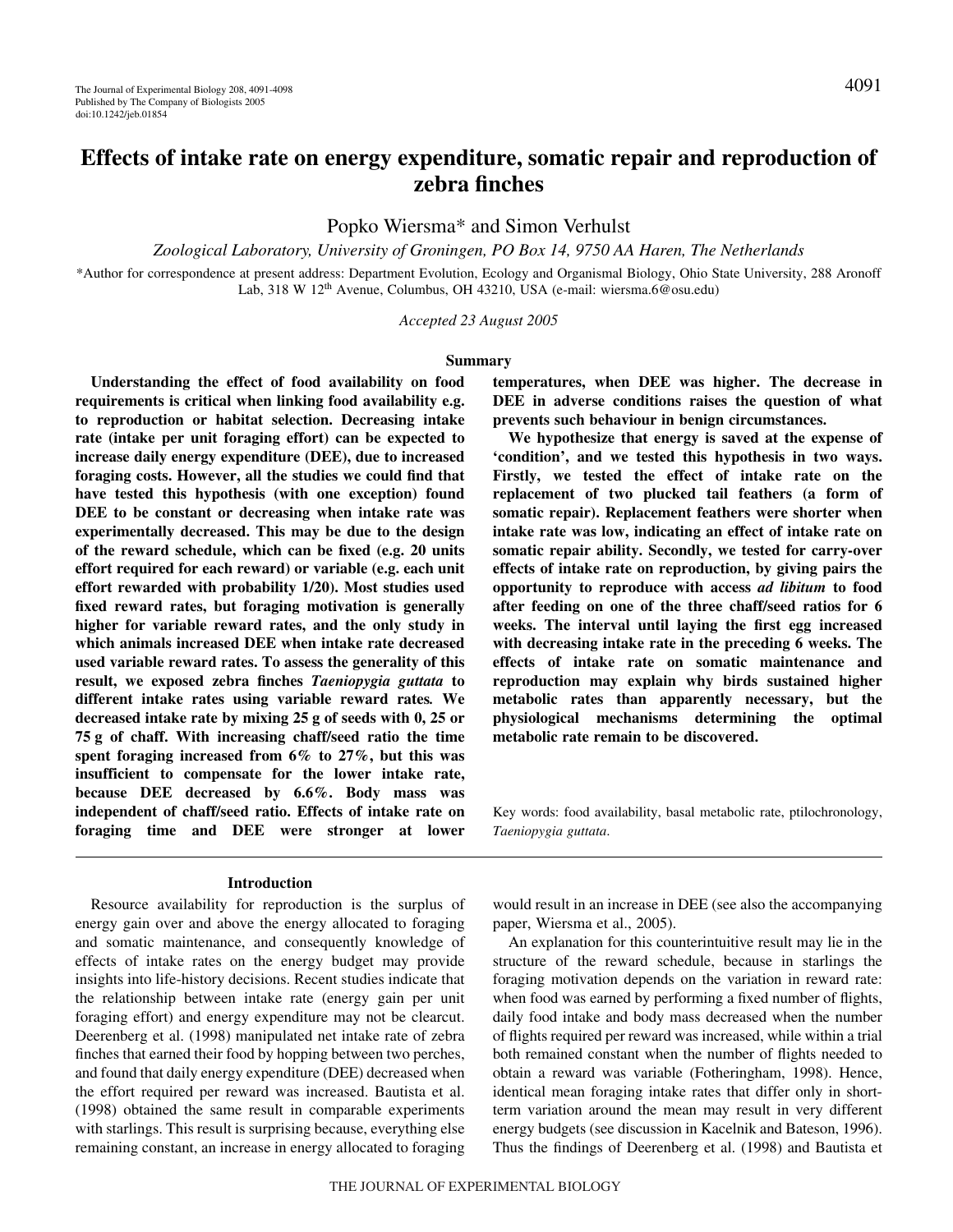# Effects of intake rate on energy expenditure, somatic repair and reproduction of zebra finches

Popko Wiersma* and Simon Verhulst

*Zoological Laboratory, University of Groningen, PO Box 14, 9750 AA Haren, The Netherlands*

*Author for correspondence at present address: Department Evolution, Ecology and Organismal Biology, Ohio State University, 288 Aronoff Lab, 318 W 12th Avenue, Columbus, OH 43210, USA (e-mail: wiersma.6@osu.edu)

*Accepted 23 August 2005*

## Summary

**Understanding the effect of food availability on food requirements is critical when linking food availability e.g. to reproduction or habitat selection. Decreasing intake rate (intake per unit foraging effort) can be expected to increase daily energy expenditure (DEE), due to increased foraging costs. However, all the studies we could find that have tested this hypothesis (with one exception) found DEE to be constant or decreasing when intake rate was experimentally decreased. This may be due to the design of the reward schedule, which can be fixed (e.g. 20 units effort required for each reward) or variable (e.g. each unit effort rewarded with probability 1/20). Most studies used fixed reward rates, but foraging motivation is generally higher for variable reward rates, and the only study in which animals increased DEE when intake rate decreased used variable reward rates. To assess the generality of this result, we exposed zebra finches *Taeniopygia guttata* to different intake rates using variable reward rates. We decreased intake rate by mixing 25 g of seeds with 0, 25 or 75 g of chaff. With increasing chaff/seed ratio the time spent foraging increased from 6% to 27%, but this was insufficient to compensate for the lower intake rate, because DEE decreased by 6.6%. Body mass was independent of chaff/seed ratio. Effects of intake rate on foraging time and DEE were stronger at lower temperatures, when DEE was higher. The decrease in DEE in adverse conditions raises the question of what prevents such behaviour in benign circumstances.**

**We hypothesize that energy is saved at the expense of 'condition', and we tested this hypothesis in two ways. Firstly, we tested the effect of intake rate on the replacement of two plucked tail feathers (a form of somatic repair). Replacement feathers were shorter when intake rate was low, indicating an effect of intake rate on somatic repair ability. Secondly, we tested for carry-over effects of intake rate on reproduction, by giving pairs the opportunity to reproduce with access *ad libitum* to food after feeding on one of the three chaff/seed ratios for 6 weeks. The interval until laying the first egg increased with decreasing intake rate in the preceding 6 weeks. The effects of intake rate on somatic maintenance and reproduction may explain why birds sustained higher metabolic rates than apparently necessary, but the physiological mechanisms determining the optimal metabolic rate remain to be discovered.**

Key words: food availability, basal metabolic rate, ptilochronology, *Taeniopygia guttata*.

## Introduction

Resource availability for reproduction is the surplus of energy gain over and above the energy allocated to foraging and somatic maintenance, and consequently knowledge of effects of intake rates on the energy budget may provide insights into life-history decisions. Recent studies indicate that the relationship between intake rate (energy gain per unit foraging effort) and energy expenditure may not be clearcut. Deerenberg et al. (1998) manipulated net intake rate of zebra finches that earned their food by hopping between two perches, and found that daily energy expenditure (DEE) decreased when the effort required per reward was increased. Bautista et al. (1998) obtained the same result in comparable experiments with starlings. This result is surprising because, everything else remaining constant, an increase in energy allocated to foraging would result in an increase in DEE (see also the accompanying paper, Wiersma et al., 2005).

An explanation for this counterintuitive result may lie in the structure of the reward schedule, because in starlings the foraging motivation depends on the variation in reward rate: when food was earned by performing a fixed number of flights, daily food intake and body mass decreased when the number of flights required per reward was increased, while within a trial both remained constant when the number of flights needed to obtain a reward was variable (Fotheringham, 1998). Hence, identical mean foraging intake rates that differ only in short-term variation around the mean may result in very different energy budgets (see discussion in Kacelnik and Bateson, 1996). Thus the findings of Deerenberg et al. (1998) and Bautista et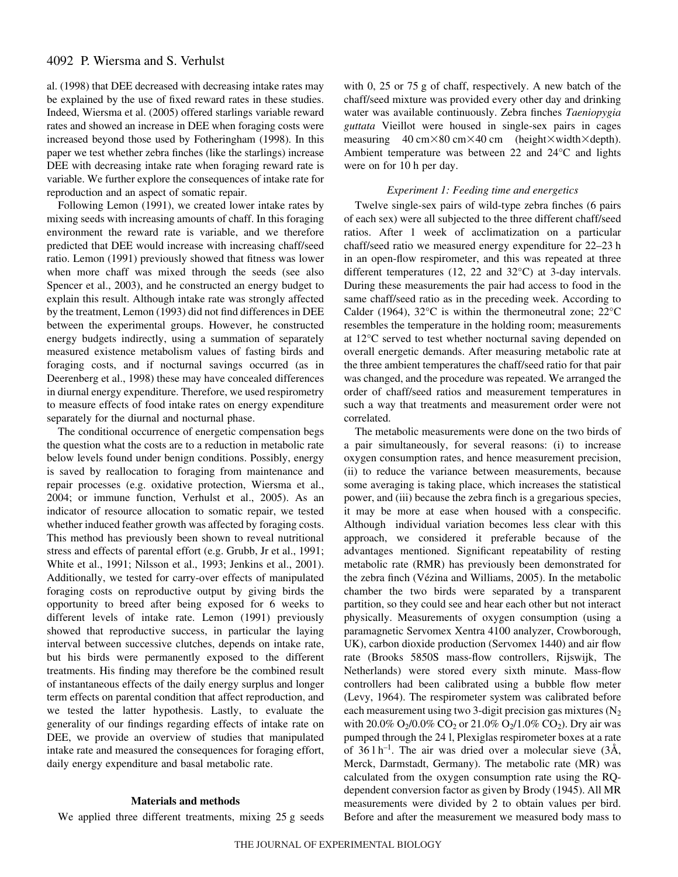al. (1998) that DEE decreased with decreasing intake rates may be explained by the use of fixed reward rates in these studies. Indeed, Wiersma et al. (2005) offered starlings variable reward rates and showed an increase in DEE when foraging costs were increased beyond those used by Fotheringham (1998). In this paper we test whether zebra finches (like the starlings) increase DEE with decreasing intake rate when foraging reward rate is variable. We further explore the consequences of intake rate for reproduction and an aspect of somatic repair.

Following Lemon (1991), we created lower intake rates by mixing seeds with increasing amounts of chaff. In this foraging environment the reward rate is variable, and we therefore predicted that DEE would increase with increasing chaff/seed ratio. Lemon (1991) previously showed that fitness was lower when more chaff was mixed through the seeds (see also Spencer et al., 2003), and he constructed an energy budget to explain this result. Although intake rate was strongly affected by the treatment, Lemon (1993) did not find differences in DEE between the experimental groups. However, he constructed energy budgets indirectly, using a summation of separately measured existence metabolism values of fasting birds and foraging costs, and if nocturnal savings occurred (as in Deerenberg et al., 1998) these may have concealed differences in diurnal energy expenditure. Therefore, we used respirometry to measure effects of food intake rates on energy expenditure separately for the diurnal and nocturnal phase.

The conditional occurrence of energetic compensation begs the question what the costs are to a reduction in metabolic rate below levels found under benign conditions. Possibly, energy is saved by reallocation to foraging from maintenance and repair processes (e.g. oxidative protection, Wiersma et al., 2004; or immune function, Verhulst et al., 2005). As an indicator of resource allocation to somatic repair, we tested whether induced feather growth was affected by foraging costs. This method has previously been shown to reveal nutritional stress and effects of parental effort (e.g. Grubb, Jr et al., 1991; White et al., 1991; Nilsson et al., 1993; Jenkins et al., 2001). Additionally, we tested for carry-over effects of manipulated foraging costs on reproductive output by giving birds the opportunity to breed after being exposed for 6 weeks to different levels of intake rate. Lemon (1991) previously showed that reproductive success, in particular the laying interval between successive clutches, depends on intake rate, but his birds were permanently exposed to the different treatments. His finding may therefore be the combined result of instantaneous effects of the daily energy surplus and longer term effects on parental condition that affect reproduction, and we tested the latter hypothesis. Lastly, to evaluate the generality of our findings regarding effects of intake rate on DEE, we provide an overview of studies that manipulated intake rate and measured the consequences for foraging effort, daily energy expenditure and basal metabolic rate.

## Materials and methods

We applied three different treatments, mixing 25 g seeds with 0, 25 or 75 g of chaff, respectively. A new batch of the chaff/seed mixture was provided every other day and drinking water was available continuously. Zebra finches *Taeniopygia guttata* Vieillot were housed in single-sex pairs in cages measuring 40 cm×80 cm×40 cm (height×width×depth). Ambient temperature was between 22 and 24°C and lights were on for 10 h per day.

### *Experiment 1: Feeding time and energetics*

Twelve single-sex pairs of wild-type zebra finches (6 pairs of each sex) were all subjected to the three different chaff/seed ratios. After 1 week of acclimatization on a particular chaff/seed ratio we measured energy expenditure for 22–23 h in an open-flow respirometer, and this was repeated at three different temperatures (12, 22 and 32°C) at 3-day intervals. During these measurements the pair had access to food in the same chaff/seed ratio as in the preceding week. According to Calder (1964), 32°C is within the thermoneutral zone; 22°C resembles the temperature in the holding room; measurements at 12°C served to test whether nocturnal saving depended on overall energetic demands. After measuring metabolic rate at the three ambient temperatures the chaff/seed ratio for that pair was changed, and the procedure was repeated. We arranged the order of chaff/seed ratios and measurement temperatures in such a way that treatments and measurement order were not correlated.

The metabolic measurements were done on the two birds of a pair simultaneously, for several reasons: (i) to increase oxygen consumption rates, and hence measurement precision, (ii) to reduce the variance between measurements, because some averaging is taking place, which increases the statistical power, and (iii) because the zebra finch is a gregarious species, it may be more at ease when housed with a conspecific. Although individual variation becomes less clear with this approach, we considered it preferable because of the advantages mentioned. Significant repeatability of resting metabolic rate (RMR) has previously been demonstrated for the zebra finch (Vézina and Williams, 2005). In the metabolic chamber the two birds were separated by a transparent partition, so they could see and hear each other but not interact physically. Measurements of oxygen consumption (using a paramagnetic Servomex Xentra 4100 analyzer, Crowborough, UK), carbon dioxide production (Servomex 1440) and air flow rate (Brooks 5850S mass-flow controllers, Rijswijk, The Netherlands) were stored every sixth minute. Mass-flow controllers had been calibrated using a bubble flow meter (Levy, 1964). The respirometer system was calibrated before each measurement using two 3-digit precision gas mixtures ($N_2$ with 20.0% $O_2$/0.0% $CO_2$ or 21.0% $O_2$/1.0% $CO_2$). Dry air was pumped through the 24 l, Plexiglas respirometer boxes at a rate of $36\ l\ h^{-1}$. The air was dried over a molecular sieve (3Å, Merck, Darmstadt, Germany). The metabolic rate (MR) was calculated from the oxygen consumption rate using the RQ-dependent conversion factor as given by Brody (1945). All MR measurements were divided by 2 to obtain values per bird. Before and after the measurement we measured body mass to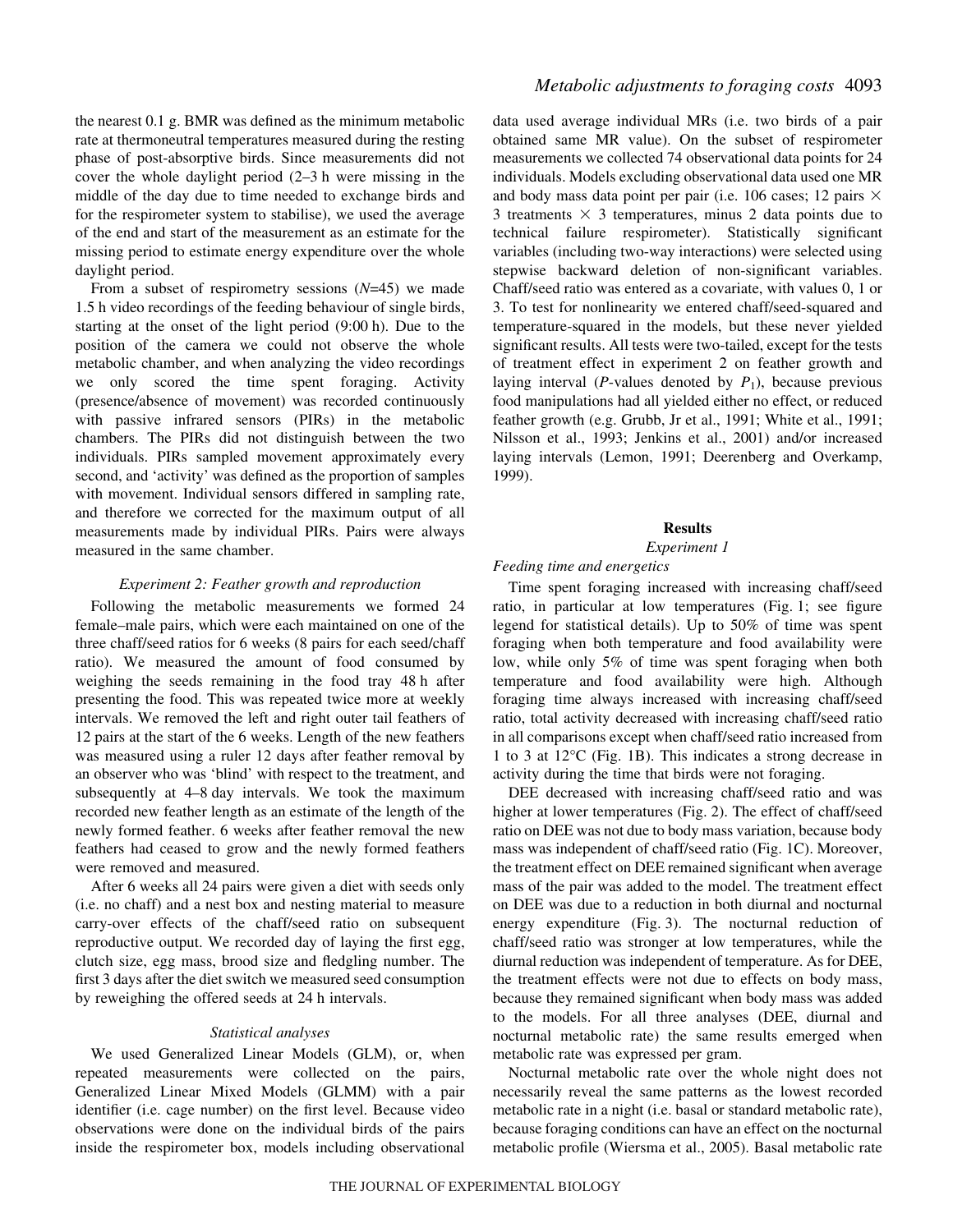the nearest 0.1 g. BMR was defined as the minimum metabolic rate at thermoneutral temperatures measured during the resting phase of post-absorptive birds. Since measurements did not cover the whole daylight period (2–3 h were missing in the middle of the day due to time needed to exchange birds and for the respirometer system to stabilise), we used the average of the end and start of the measurement as an estimate for the missing period to estimate energy expenditure over the whole daylight period.

From a subset of respirometry sessions ($N$=45) we made 1.5 h video recordings of the feeding behaviour of single birds, starting at the onset of the light period (9:00 h). Due to the position of the camera we could not observe the whole metabolic chamber, and when analyzing the video recordings we only scored the time spent foraging. Activity (presence/absence of movement) was recorded continuously with passive infrared sensors (PIRs) in the metabolic chambers. The PIRs did not distinguish between the two individuals. PIRs sampled movement approximately every second, and 'activity' was defined as the proportion of samples with movement. Individual sensors differed in sampling rate, and therefore we corrected for the maximum output of all measurements made by individual PIRs. Pairs were always measured in the same chamber.

### *Experiment 2: Feather growth and reproduction*

Following the metabolic measurements we formed 24 female–male pairs, which were each maintained on one of the three chaff/seed ratios for 6 weeks (8 pairs for each seed/chaff ratio). We measured the amount of food consumed by weighing the seeds remaining in the food tray 48 h after presenting the food. This was repeated twice more at weekly intervals. We removed the left and right outer tail feathers of 12 pairs at the start of the 6 weeks. Length of the new feathers was measured using a ruler 12 days after feather removal by an observer who was 'blind' with respect to the treatment, and subsequently at 4–8 day intervals. We took the maximum recorded new feather length as an estimate of the length of the newly formed feather. 6 weeks after feather removal the new feathers had ceased to grow and the newly formed feathers were removed and measured.

After 6 weeks all 24 pairs were given a diet with seeds only (i.e. no chaff) and a nest box and nesting material to measure carry-over effects of the chaff/seed ratio on subsequent reproductive output. We recorded day of laying the first egg, clutch size, egg mass, brood size and fledgling number. The first 3 days after the diet switch we measured seed consumption by reweighing the offered seeds at 24 h intervals.

### *Statistical analyses*

We used Generalized Linear Models (GLM), or, when repeated measurements were collected on the pairs, Generalized Linear Mixed Models (GLMM) with a pair identifier (i.e. cage number) on the first level. Because video observations were done on the individual birds of the pairs inside the respirometer box, models including observational data used average individual MRs (i.e. two birds of a pair obtained same MR value). On the subset of respirometer measurements we collected 74 observational data points for 24 individuals. Models excluding observational data used one MR and body mass data point per pair (i.e. 106 cases; 12 pairs × 3 treatments × 3 temperatures, minus 2 data points due to technical failure respirometer). Statistically significant variables (including two-way interactions) were selected using stepwise backward deletion of non-significant variables. Chaff/seed ratio was entered as a covariate, with values 0, 1 or 3. To test for nonlinearity we entered chaff/seed-squared and temperature-squared in the models, but these never yielded significant results. All tests were two-tailed, except for the tests of treatment effect in experiment 2 on feather growth and laying interval ($P$-values denoted by $P_1$), because previous food manipulations had all yielded either no effect, or reduced feather growth (e.g. Grubb, Jr et al., 1991; White et al., 1991; Nilsson et al., 1993; Jenkins et al., 2001) and/or increased laying intervals (Lemon, 1991; Deerenberg and Overkamp, 1999).

## Results

### *Experiment 1*

#### *Feeding time and energetics*

Time spent foraging increased with increasing chaff/seed ratio, in particular at low temperatures (Fig. 1; see figure legend for statistical details). Up to 50% of time was spent foraging when both temperature and food availability were low, while only 5% of time was spent foraging when both temperature and food availability were high. Although foraging time always increased with increasing chaff/seed ratio, total activity decreased with increasing chaff/seed ratio in all comparisons except when chaff/seed ratio increased from 1 to 3 at 12°C (Fig. 1B). This indicates a strong decrease in activity during the time that birds were not foraging.

DEE decreased with increasing chaff/seed ratio and was higher at lower temperatures (Fig. 2). The effect of chaff/seed ratio on DEE was not due to body mass variation, because body mass was independent of chaff/seed ratio (Fig. 1C). Moreover, the treatment effect on DEE remained significant when average mass of the pair was added to the model. The treatment effect on DEE was due to a reduction in both diurnal and nocturnal energy expenditure (Fig. 3). The nocturnal reduction of chaff/seed ratio was stronger at low temperatures, while the diurnal reduction was independent of temperature. As for DEE, the treatment effects were not due to effects on body mass, because they remained significant when body mass was added to the models. For all three analyses (DEE, diurnal and nocturnal metabolic rate) the same results emerged when metabolic rate was expressed per gram.

Nocturnal metabolic rate over the whole night does not necessarily reveal the same patterns as the lowest recorded metabolic rate in a night (i.e. basal or standard metabolic rate), because foraging conditions can have an effect on the nocturnal metabolic profile (Wiersma et al., 2005). Basal metabolic rate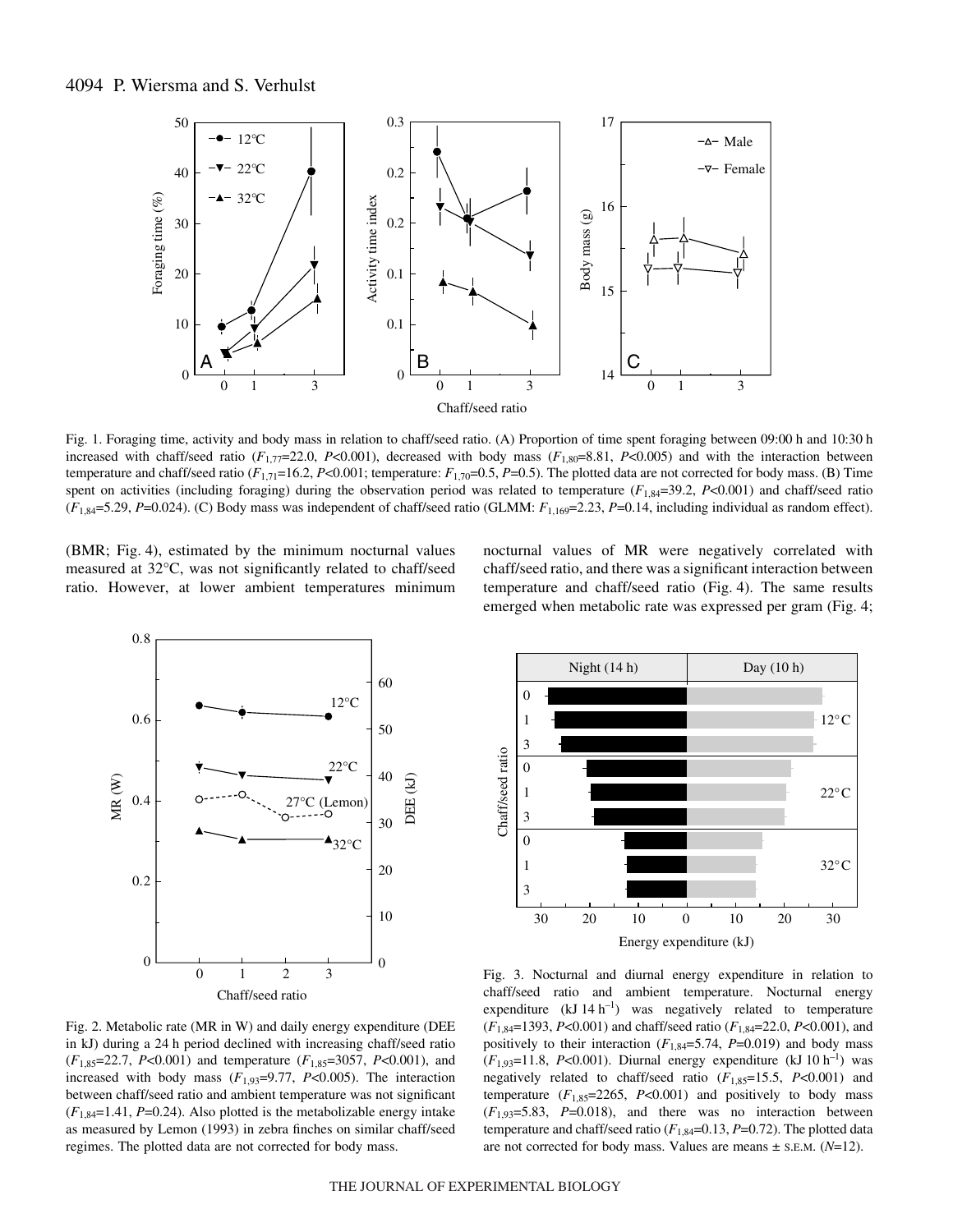Fig. 1. Foraging time, activity and body mass in relation to chaff/seed ratio. (A) Proportion of time spent foraging between 09:00 h and 10:30 h increased with chaff/seed ratio ($F_{1,77}$=22.0, $P$<0.001), decreased with body mass ($F_{1,80}$=8.81, $P$<0.005) and with the interaction between temperature and chaff/seed ratio ($F_{1,71}$=16.2, $P$<0.001; temperature: $F_{1,70}$=0.5, $P$=0.5). The plotted data are not corrected for body mass. (B) Time spent on activities (including foraging) during the observation period was related to temperature ($F_{1,84}$=39.2, $P$<0.001) and chaff/seed ratio ($F_{1,84}$=5.29, $P$=0.024). (C) Body mass was independent of chaff/seed ratio (GLMM: $F_{1,169}$=2.23, $P$=0.14, including individual as random effect).

(BMR; Fig. 4), estimated by the minimum nocturnal values measured at 32°C, was not significantly related to chaff/seed ratio. However, at lower ambient temperatures minimum nocturnal values of MR were negatively correlated with chaff/seed ratio, and there was a significant interaction between temperature and chaff/seed ratio (Fig. 4). The same results emerged when metabolic rate was expressed per gram (Fig. 4;

Fig. 2. Metabolic rate (MR in W) and daily energy expenditure (DEE in kJ) during a 24 h period declined with increasing chaff/seed ratio ($F_{1,85}$=22.7, $P$<0.001) and temperature ($F_{1,85}$=3057, $P$<0.001), and increased with body mass ($F_{1,93}$=9.77, $P$<0.005). The interaction between chaff/seed ratio and ambient temperature was not significant ($F_{1,84}$=1.41, $P$=0.24). Also plotted is the metabolizable energy intake as measured by Lemon (1993) in zebra finches on similar chaff/seed regimes. The plotted data are not corrected for body mass.

Fig. 3. Nocturnal and diurnal energy expenditure in relation to chaff/seed ratio and ambient temperature. Nocturnal energy expenditure (kJ 14 h$^{-1}$) was negatively related to temperature ($F_{1,84}$=1393, $P$<0.001) and chaff/seed ratio ($F_{1,84}$=22.0, $P$<0.001), and positively to their interaction ($F_{1,84}$=5.74, $P$=0.019) and body mass ($F_{1,93}$=11.8, $P$<0.001). Diurnal energy expenditure (kJ 10 h$^{-1}$) was negatively related to chaff/seed ratio ($F_{1,85}$=15.5, $P$<0.001) and temperature ($F_{1,85}$=2265, $P$<0.001) and positively to body mass ($F_{1,93}$=5.83, $P$=0.018), and there was no interaction between temperature and chaff/seed ratio ($F_{1,84}$=0.13, $P$=0.72). The plotted data are not corrected for body mass. Values are means ± S.E.M. ($N$=12).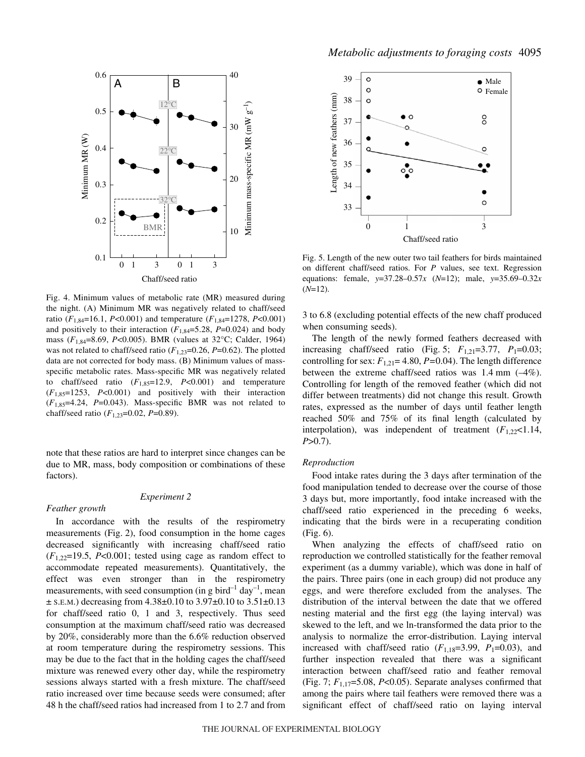Fig. 4. Minimum values of metabolic rate (MR) measured during the night. (A) Minimum MR was negatively related to chaff/seed ratio ($F_{1,84}$=16.1, $P$<0.001) and temperature ($F_{1,84}$=1278, $P$<0.001) and positively to their interaction ($F_{1,84}$=5.28, $P$=0.024) and body mass ($F_{1,84}$=8.69, $P$<0.005). BMR (values at 32°C; Calder, 1964) was not related to chaff/seed ratio ($F_{1,23}$=0.26, $P$=0.62). The plotted data are not corrected for body mass. (B) Minimum values of mass-specific metabolic rates. Mass-specific MR was negatively related to chaff/seed ratio ($F_{1,85}$=12.9, $P$<0.001) and temperature ($F_{1,85}$=1253, $P$<0.001) and positively with their interaction ($F_{1,85}$=4.24, $P$=0.043). Mass-specific BMR was not related to chaff/seed ratio ($F_{1,23}$=0.02, $P$=0.89).

note that these ratios are hard to interpret since changes can be due to MR, mass, body composition or combinations of these factors).

### Experiment 2

#### Feather growth

In accordance with the results of the respirometry measurements (Fig. 2), food consumption in the home cages decreased significantly with increasing chaff/seed ratio ($F_{1,22}$=19.5, $P$<0.001; tested using cage as random effect to accommodate repeated measurements). Quantitatively, the effect was even stronger than in the respirometry measurements, with seed consumption (in g bird$^{-1}$ day$^{-1}$, mean ± S.E.M.) decreasing from 4.38±0.10 to 3.97±0.10 to 3.51±0.13 for chaff/seed ratio 0, 1 and 3, respectively. Thus seed consumption at the maximum chaff/seed ratio was decreased by 20%, considerably more than the 6.6% reduction observed at room temperature during the respirometry sessions. This may be due to the fact that in the holding cages the chaff/seed mixture was renewed every other day, while the respirometry sessions always started with a fresh mixture. The chaff/seed ratio increased over time because seeds were consumed; after 48 h the chaff/seed ratios had increased from 1 to 2.7 and from 3 to 6.8 (excluding potential effects of the new chaff produced when consuming seeds).

Fig. 5. Length of the new outer two tail feathers for birds maintained on different chaff/seed ratios. For $P$ values, see text. Regression equations: female, $y$=37.28–0.57$x$ ($N$=12); male, $y$=35.69–0.32$x$ ($N$=12).

The length of the newly formed feathers decreased with increasing chaff/seed ratio (Fig. 5; $F_{1,21}$=3.77, $P_1$=0.03; controlling for sex: $F_{1,21}$= 4.80, $P$=0.04). The length difference between the extreme chaff/seed ratios was 1.4 mm (–4%). Controlling for length of the removed feather (which did not differ between treatments) did not change this result. Growth rates, expressed as the number of days until feather length reached 50% and 75% of its final length (calculated by interpolation), was independent of treatment ($F_{1,22}$<1.14, $P$>0.7).

#### Reproduction

Food intake rates during the 3 days after termination of the food manipulation tended to decrease over the course of those 3 days but, more importantly, food intake increased with the chaff/seed ratio experienced in the preceding 6 weeks, indicating that the birds were in a recuperating condition (Fig. 6).

When analyzing the effects of chaff/seed ratio on reproduction we controlled statistically for the feather removal experiment (as a dummy variable), which was done in half of the pairs. Three pairs (one in each group) did not produce any eggs, and were therefore excluded from the analyses. The distribution of the interval between the date that we offered nesting material and the first egg (the laying interval) was skewed to the left, and we ln-transformed the data prior to the analysis to normalize the error-distribution. Laying interval increased with chaff/seed ratio ($F_{1,18}$=3.99, $P_1$=0.03), and further inspection revealed that there was a significant interaction between chaff/seed ratio and feather removal (Fig. 7; $F_{1,17}$=5.08, $P$<0.05). Separate analyses confirmed that among the pairs where tail feathers were removed there was a significant effect of chaff/seed ratio on laying interval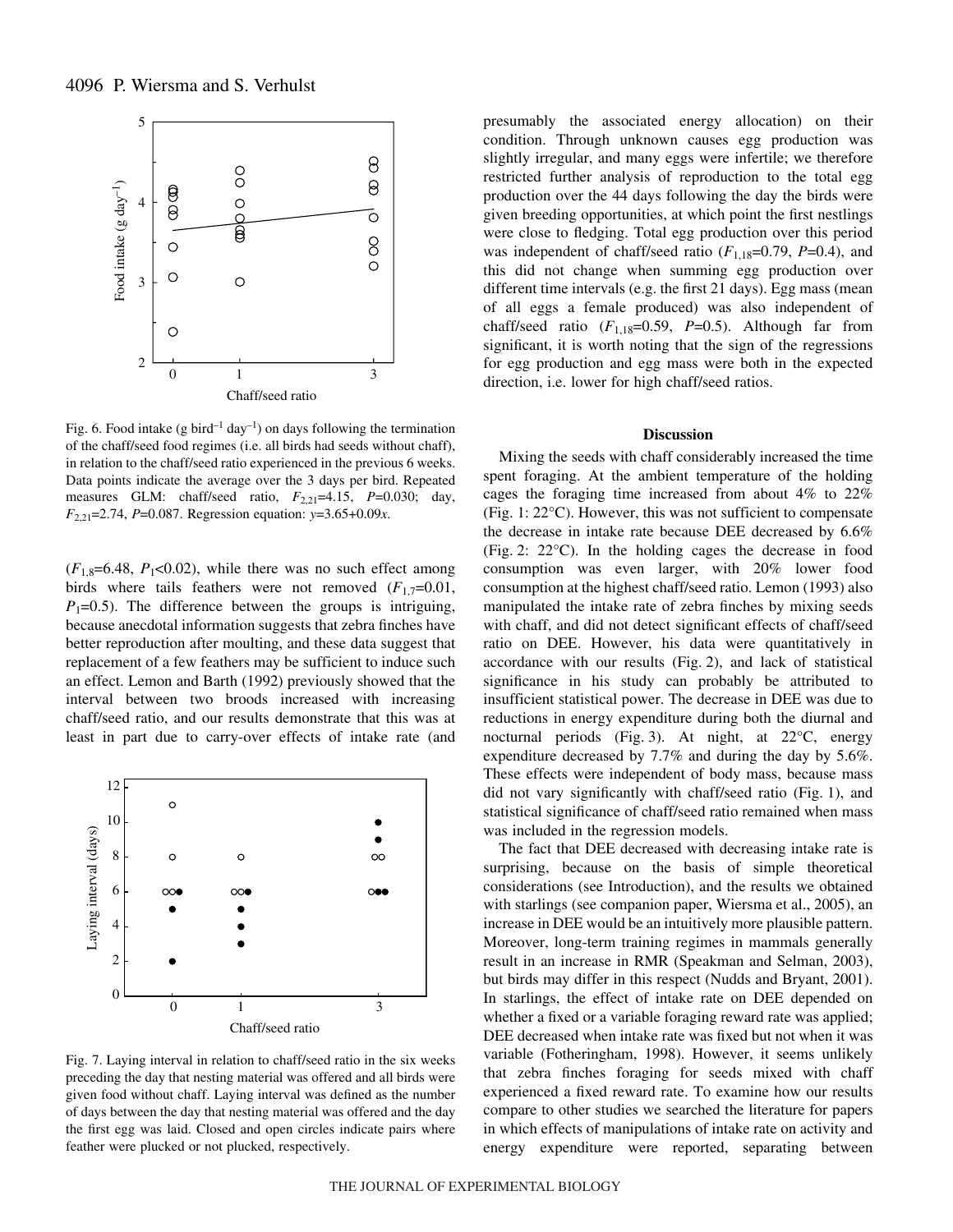Fig. 6. Food intake (g bird$^{-1}$ day$^{-1}$) on days following the termination of the chaff/seed food regimes (i.e. all birds had seeds without chaff), in relation to the chaff/seed ratio experienced in the previous 6 weeks. Data points indicate the average over the 3 days per bird. Repeated measures GLM: chaff/seed ratio, $F_{2,21}$=4.15, $P$=0.030; day, $F_{2,21}$=2.74, $P$=0.087. Regression equation: $y$=3.65+0.09$x$.

($F_{1,8}$=6.48, $P_1$<0.02), while there was no such effect among birds where tails feathers were not removed ($F_{1,7}$=0.01, $P_1$=0.5). The difference between the groups is intriguing, because anecdotal information suggests that zebra finches have better reproduction after moulting, and these data suggest that replacement of a few feathers may be sufficient to induce such an effect. Lemon and Barth (1992) previously showed that the interval between two broods increased with increasing chaff/seed ratio, and our results demonstrate that this was at least in part due to carry-over effects of intake rate (and presumably the associated energy allocation) on their condition. Through unknown causes egg production was slightly irregular, and many eggs were infertile; we therefore restricted further analysis of reproduction to the total egg production over the 44 days following the day the birds were given breeding opportunities, at which point the first nestlings were close to fledging. Total egg production over this period was independent of chaff/seed ratio ($F_{1,18}$=0.79, $P$=0.4), and this did not change when summing egg production over different time intervals (e.g. the first 21 days). Egg mass (mean of all eggs a female produced) was also independent of chaff/seed ratio ($F_{1,18}$=0.59, $P$=0.5). Although far from significant, it is worth noting that the sign of the regressions for egg production and egg mass were both in the expected direction, i.e. lower for high chaff/seed ratios.

Fig. 7. Laying interval in relation to chaff/seed ratio in the six weeks preceding the day that nesting material was offered and all birds were given food without chaff. Laying interval was defined as the number of days between the day that nesting material was offered and the day the first egg was laid. Closed and open circles indicate pairs where feather were plucked or not plucked, respectively.

## Discussion

Mixing the seeds with chaff considerably increased the time spent foraging. At the ambient temperature of the holding cages the foraging time increased from about 4% to 22% (Fig. 1: 22°C). However, this was not sufficient to compensate the decrease in intake rate because DEE decreased by 6.6% (Fig. 2: 22°C). In the holding cages the decrease in food consumption was even larger, with 20% lower food consumption at the highest chaff/seed ratio. Lemon (1993) also manipulated the intake rate of zebra finches by mixing seeds with chaff, and did not detect significant effects of chaff/seed ratio on DEE. However, his data were quantitatively in accordance with our results (Fig. 2), and lack of statistical significance in his study can probably be attributed to insufficient statistical power. The decrease in DEE was due to reductions in energy expenditure during both the diurnal and nocturnal periods (Fig. 3). At night, at 22°C, energy expenditure decreased by 7.7% and during the day by 5.6%. These effects were independent of body mass, because mass did not vary significantly with chaff/seed ratio (Fig. 1), and statistical significance of chaff/seed ratio remained when mass was included in the regression models.

The fact that DEE decreased with decreasing intake rate is surprising, because on the basis of simple theoretical considerations (see Introduction), and the results we obtained with starlings (see companion paper, Wiersma et al., 2005), an increase in DEE would be an intuitively more plausible pattern. Moreover, long-term training regimes in mammals generally result in an increase in RMR (Speakman and Selman, 2003), but birds may differ in this respect (Nudds and Bryant, 2001). In starlings, the effect of intake rate on DEE depended on whether a fixed or a variable foraging reward rate was applied; DEE decreased when intake rate was fixed but not when it was variable (Fotheringham, 1998). However, it seems unlikely that zebra finches foraging for seeds mixed with chaff experienced a fixed reward rate. To examine how our results compare to other studies we searched the literature for papers in which effects of manipulations of intake rate on activity and energy expenditure were reported, separating between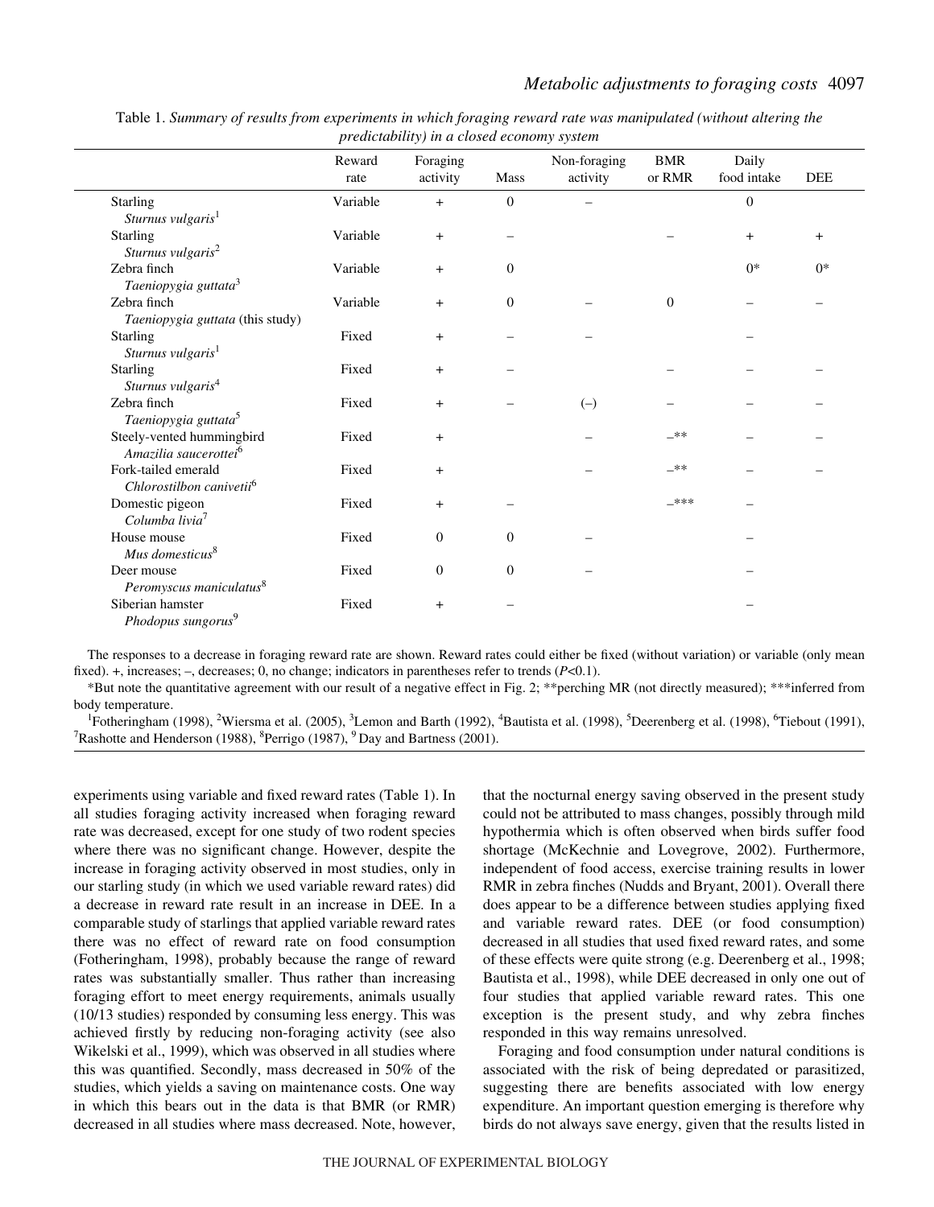Table 1. *Summary of results from experiments in which foraging reward rate was manipulated (without altering the predictability) in a closed economy system*

| | Reward rate | Foraging activity | Mass | Non-foraging activity | BMR or RMR | Daily food intake | DEE |
|---|---|---|---|---|---|---|---|
| Starling *Sturnus vulgaris*[1] | Variable | + | 0 | – | | 0 | |
| Starling *Sturnus vulgaris*[2] | Variable | + | – | | – | + | + |
| Zebra finch *Taeniopygia guttata*[3] | Variable | + | 0 | | | 0* | 0* |
| Zebra finch *Taeniopygia guttata* (this study) | Variable | + | 0 | – | 0 | – | – |
| Starling *Sturnus vulgaris*[1] | Fixed | + | – | – | | – | |
| Starling *Sturnus vulgaris*[4] | Fixed | + | – | | – | – | – |
| Zebra finch *Taeniopygia guttata*[5] | Fixed | + | – | (–) | – | – | – |
| Steely-vented hummingbird *Amazilia saucerottei*[6] | Fixed | + | | – | –** | – | – |
| Fork-tailed emerald *Chlorostilbon canivetii*[6] | Fixed | + | | – | –** | – | – |
| Domestic pigeon *Columba livia*[7] | Fixed | + | – | | –*** | – | |
| House mouse *Mus domesticus*[8] | Fixed | 0 | 0 | – | | – | |
| Deer mouse *Peromyscus maniculatus*[8] | Fixed | 0 | 0 | – | | – | |
| Siberian hamster *Phodopus sungorus*[9] | Fixed | + | – | | | – | |

The responses to a decrease in foraging reward rate are shown. Reward rates could either be fixed (without variation) or variable (only mean fixed). +, increases; –, decreases; 0, no change; indicators in parentheses refer to trends ($P<0.1$).

*But note the quantitative agreement with our result of a negative effect in Fig. 2; **perching MR (not directly measured); ***inferred from body temperature.

[1]Fotheringham (1998), [2]Wiersma et al. (2005), [3]Lemon and Barth (1992), [4]Bautista et al. (1998), [5]Deerenberg et al. (1998), [6]Tiebout (1991), [7]Rashotte and Henderson (1988), [8]Perrigo (1987), [9] Day and Bartness (2001).

experiments using variable and fixed reward rates (Table 1). In all studies foraging activity increased when foraging reward rate was decreased, except for one study of two rodent species where there was no significant change. However, despite the increase in foraging activity observed in most studies, only in our starling study (in which we used variable reward rates) did a decrease in reward rate result in an increase in DEE. In a comparable study of starlings that applied variable reward rates there was no effect of reward rate on food consumption (Fotheringham, 1998), probably because the range of reward rates was substantially smaller. Thus rather than increasing foraging effort to meet energy requirements, animals usually (10/13 studies) responded by consuming less energy. This was achieved firstly by reducing non-foraging activity (see also Wikelski et al., 1999), which was observed in all studies where this was quantified. Secondly, mass decreased in 50% of the studies, which yields a saving on maintenance costs. One way in which this bears out in the data is that BMR (or RMR) decreased in all studies where mass decreased. Note, however, that the nocturnal energy saving observed in the present study could not be attributed to mass changes, possibly through mild hypothermia which is often observed when birds suffer food shortage (McKechnie and Lovegrove, 2002). Furthermore, independent of food access, exercise training results in lower RMR in zebra finches (Nudds and Bryant, 2001). Overall there does appear to be a difference between studies applying fixed and variable reward rates. DEE (or food consumption) decreased in all studies that used fixed reward rates, and some of these effects were quite strong (e.g. Deerenberg et al., 1998; Bautista et al., 1998), while DEE decreased in only one out of four studies that applied variable reward rates. This one exception is the present study, and why zebra finches responded in this way remains unresolved.

Foraging and food consumption under natural conditions is associated with the risk of being depredated or parasitized, suggesting there are benefits associated with low energy expenditure. An important question emerging is therefore why birds do not always save energy, given that the results listed in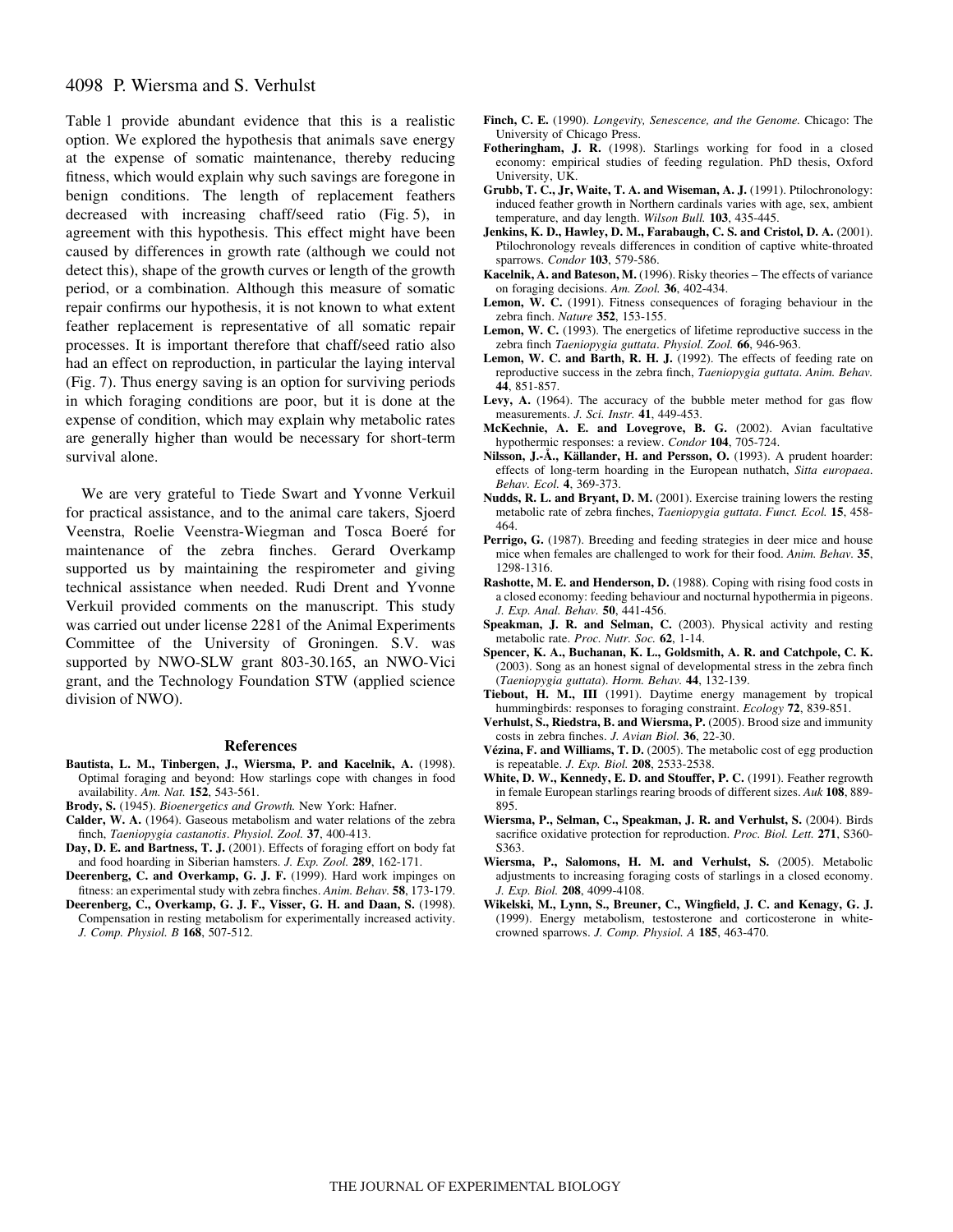Table 1 provide abundant evidence that this is a realistic option. We explored the hypothesis that animals save energy at the expense of somatic maintenance, thereby reducing fitness, which would explain why such savings are foregone in benign conditions. The length of replacement feathers decreased with increasing chaff/seed ratio (Fig. 5), in agreement with this hypothesis. This effect might have been caused by differences in growth rate (although we could not detect this), shape of the growth curves or length of the growth period, or a combination. Although this measure of somatic repair confirms our hypothesis, it is not known to what extent feather replacement is representative of all somatic repair processes. It is important therefore that chaff/seed ratio also had an effect on reproduction, in particular the laying interval (Fig. 7). Thus energy saving is an option for surviving periods in which foraging conditions are poor, but it is done at the expense of condition, which may explain why metabolic rates are generally higher than would be necessary for short-term survival alone.

We are very grateful to Tiede Swart and Yvonne Verkuil for practical assistance, and to the animal care takers, Sjoerd Veenstra, Roelie Veenstra-Wiegman and Tosca Boeré for maintenance of the zebra finches. Gerard Overkamp supported us by maintaining the respirometer and giving technical assistance when needed. Rudi Drent and Yvonne Verkuil provided comments on the manuscript. This study was carried out under license 2281 of the Animal Experiments Committee of the University of Groningen. S.V. was supported by NWO-SLW grant 803-30.165, an NWO-Vici grant, and the Technology Foundation STW (applied science division of NWO).

## References

**Bautista, L. M., Tinbergen, J., Wiersma, P. and Kacelnik, A.** (1998). Optimal foraging and beyond: How starlings cope with changes in food availability. *Am. Nat.* **152**, 543-561.

**Brody, S.** (1945). *Bioenergetics and Growth.* New York: Hafner.

**Calder, W. A.** (1964). Gaseous metabolism and water relations of the zebra finch, *Taeniopygia castanotis*. *Physiol. Zool.* **37**, 400-413.

**Day, D. E. and Bartness, T. J.** (2001). Effects of foraging effort on body fat and food hoarding in Siberian hamsters. *J. Exp. Zool.* **289**, 162-171.

**Deerenberg, C. and Overkamp, G. J. F.** (1999). Hard work impinges on fitness: an experimental study with zebra finches. *Anim. Behav.* **58**, 173-179.

**Deerenberg, C., Overkamp, G. J. F., Visser, G. H. and Daan, S.** (1998). Compensation in resting metabolism for experimentally increased activity. *J. Comp. Physiol. B* **168**, 507-512.

**Finch, C. E.** (1990). *Longevity, Senescence, and the Genome.* Chicago: The University of Chicago Press.

**Fotheringham, J. R.** (1998). Starlings working for food in a closed economy: empirical studies of feeding regulation. PhD thesis, Oxford University, UK.

**Grubb, T. C., Jr, Waite, T. A. and Wiseman, A. J.** (1991). Ptilochronology: induced feather growth in Northern cardinals varies with age, sex, ambient temperature, and day length. *Wilson Bull.* **103**, 435-445.

**Jenkins, K. D., Hawley, D. M., Farabaugh, C. S. and Cristol, D. A.** (2001). Ptilochronology reveals differences in condition of captive white-throated sparrows. *Condor* **103**, 579-586.

**Kacelnik, A. and Bateson, M.** (1996). Risky theories – The effects of variance on foraging decisions. *Am. Zool.* **36**, 402-434.

**Lemon, W. C.** (1991). Fitness consequences of foraging behaviour in the zebra finch. *Nature* **352**, 153-155.

**Lemon, W. C.** (1993). The energetics of lifetime reproductive success in the zebra finch *Taeniopygia guttata*. *Physiol. Zool.* **66**, 946-963.

**Lemon, W. C. and Barth, R. H. J.** (1992). The effects of feeding rate on reproductive success in the zebra finch, *Taeniopygia guttata*. *Anim. Behav.* **44**, 851-857.

**Levy, A.** (1964). The accuracy of the bubble meter method for gas flow measurements. *J. Sci. Instr.* **41**, 449-453.

**McKechnie, A. E. and Lovegrove, B. G.** (2002). Avian facultative hypothermic responses: a review. *Condor* **104**, 705-724.

**Nilsson, J.-Å., Källander, H. and Persson, O.** (1993). A prudent hoarder: effects of long-term hoarding in the European nuthatch, *Sitta europaea*. *Behav. Ecol.* **4**, 369-373.

**Nudds, R. L. and Bryant, D. M.** (2001). Exercise training lowers the resting metabolic rate of zebra finches, *Taeniopygia guttata*. *Funct. Ecol.* **15**, 458-464.

**Perrigo, G.** (1987). Breeding and feeding strategies in deer mice and house mice when females are challenged to work for their food. *Anim. Behav.* **35**, 1298-1316.

**Rashotte, M. E. and Henderson, D.** (1988). Coping with rising food costs in a closed economy: feeding behaviour and nocturnal hypothermia in pigeons. *J. Exp. Anal. Behav.* **50**, 441-456.

**Speakman, J. R. and Selman, C.** (2003). Physical activity and resting metabolic rate. *Proc. Nutr. Soc.* **62**, 1-14.

**Spencer, K. A., Buchanan, K. L., Goldsmith, A. R. and Catchpole, C. K.** (2003). Song as an honest signal of developmental stress in the zebra finch (*Taeniopygia guttata*). *Horm. Behav.* **44**, 132-139.

**Tiebout, H. M., III** (1991). Daytime energy management by tropical hummingbirds: responses to foraging constraint. *Ecology* **72**, 839-851.

**Verhulst, S., Riedstra, B. and Wiersma, P.** (2005). Brood size and immunity costs in zebra finches. *J. Avian Biol.* **36**, 22-30.

**Vézina, F. and Williams, T. D.** (2005). The metabolic cost of egg production is repeatable. *J. Exp. Biol.* **208**, 2533-2538.

**White, D. W., Kennedy, E. D. and Stouffer, P. C.** (1991). Feather regrowth in female European starlings rearing broods of different sizes. *Auk* **108**, 889-895.

**Wiersma, P., Selman, C., Speakman, J. R. and Verhulst, S.** (2004). Birds sacrifice oxidative protection for reproduction. *Proc. Biol. Lett.* **271**, S360-S363.

**Wiersma, P., Salomons, H. M. and Verhulst, S.** (2005). Metabolic adjustments to increasing foraging costs of starlings in a closed economy. *J. Exp. Biol.* **208**, 4099-4108.

**Wikelski, M., Lynn, S., Breuner, C., Wingfield, J. C. and Kenagy, G. J.** (1999). Energy metabolism, testosterone and corticosterone in white-crowned sparrows. *J. Comp. Physiol. A* **185**, 463-470.